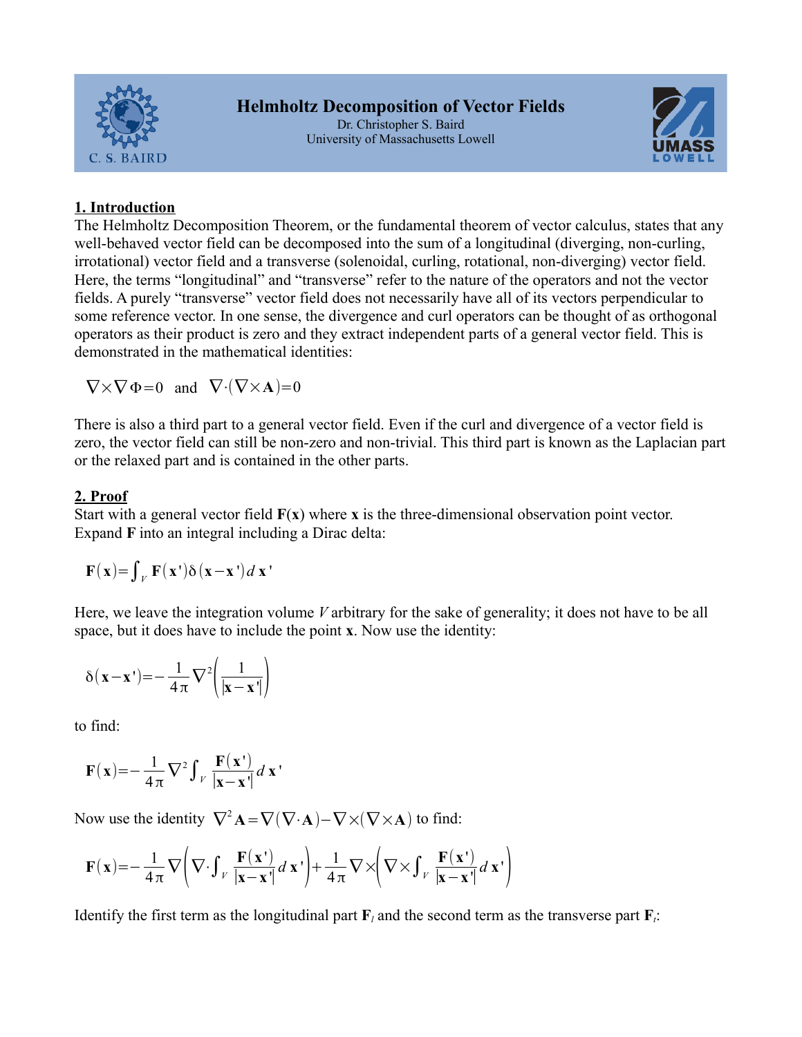# Helmholtz Decomposition of Vector Fields

Dr. Christopher S. Baird
University of Massachusetts Lowell

## 1. Introduction

The Helmholtz Decomposition Theorem, or the fundamental theorem of vector calculus, states that any well-behaved vector field can be decomposed into the sum of a longitudinal (diverging, non-curling, irrotational) vector field and a transverse (solenoidal, curling, rotational, non-diverging) vector field. Here, the terms "longitudinal" and "transverse" refer to the nature of the operators and not the vector fields. A purely "transverse" vector field does not necessarily have all of its vectors perpendicular to some reference vector. In one sense, the divergence and curl operators can be thought of as orthogonal operators as their product is zero and they extract independent parts of a general vector field. This is demonstrated in the mathematical identities:

$$\nabla\times\nabla\Phi=0 \quad \text{and} \quad \nabla\cdot(\nabla\times\mathbf{A})=0$$

There is also a third part to a general vector field. Even if the curl and divergence of a vector field is zero, the vector field can still be non-zero and non-trivial. This third part is known as the Laplacian part or the relaxed part and is contained in the other parts.

## 2. Proof

Start with a general vector field $\mathbf{F}(\mathbf{x})$ where $\mathbf{x}$ is the three-dimensional observation point vector. Expand $\mathbf{F}$ into an integral including a Dirac delta:

$$\mathbf{F}(\mathbf{x})=\int_V \mathbf{F}(\mathbf{x}')\delta(\mathbf{x}-\mathbf{x}')\,d\mathbf{x}'$$

Here, we leave the integration volume $V$ arbitrary for the sake of generality; it does not have to be all space, but it does have to include the point $\mathbf{x}$. Now use the identity:

$$\delta(\mathbf{x}-\mathbf{x}')=-\frac{1}{4\pi}\nabla^2\left(\frac{1}{|\mathbf{x}-\mathbf{x}'|}\right)$$

to find:

$$\mathbf{F}(\mathbf{x})=-\frac{1}{4\pi}\nabla^2\int_V \frac{\mathbf{F}(\mathbf{x}')}{|\mathbf{x}-\mathbf{x}'|}\,d\mathbf{x}'$$

Now use the identity $\nabla^2\mathbf{A}=\nabla(\nabla\cdot\mathbf{A})-\nabla\times(\nabla\times\mathbf{A})$ to find:

$$\mathbf{F}(\mathbf{x})=-\frac{1}{4\pi}\nabla\left(\nabla\cdot\int_V \frac{\mathbf{F}(\mathbf{x}')}{|\mathbf{x}-\mathbf{x}'|}\,d\mathbf{x}'\right)+\frac{1}{4\pi}\nabla\times\left(\nabla\times\int_V \frac{\mathbf{F}(\mathbf{x}')}{|\mathbf{x}-\mathbf{x}'|}\,d\mathbf{x}'\right)$$

Identify the first term as the longitudinal part $\mathbf{F}_l$ and the second term as the transverse part $\mathbf{F}_t$: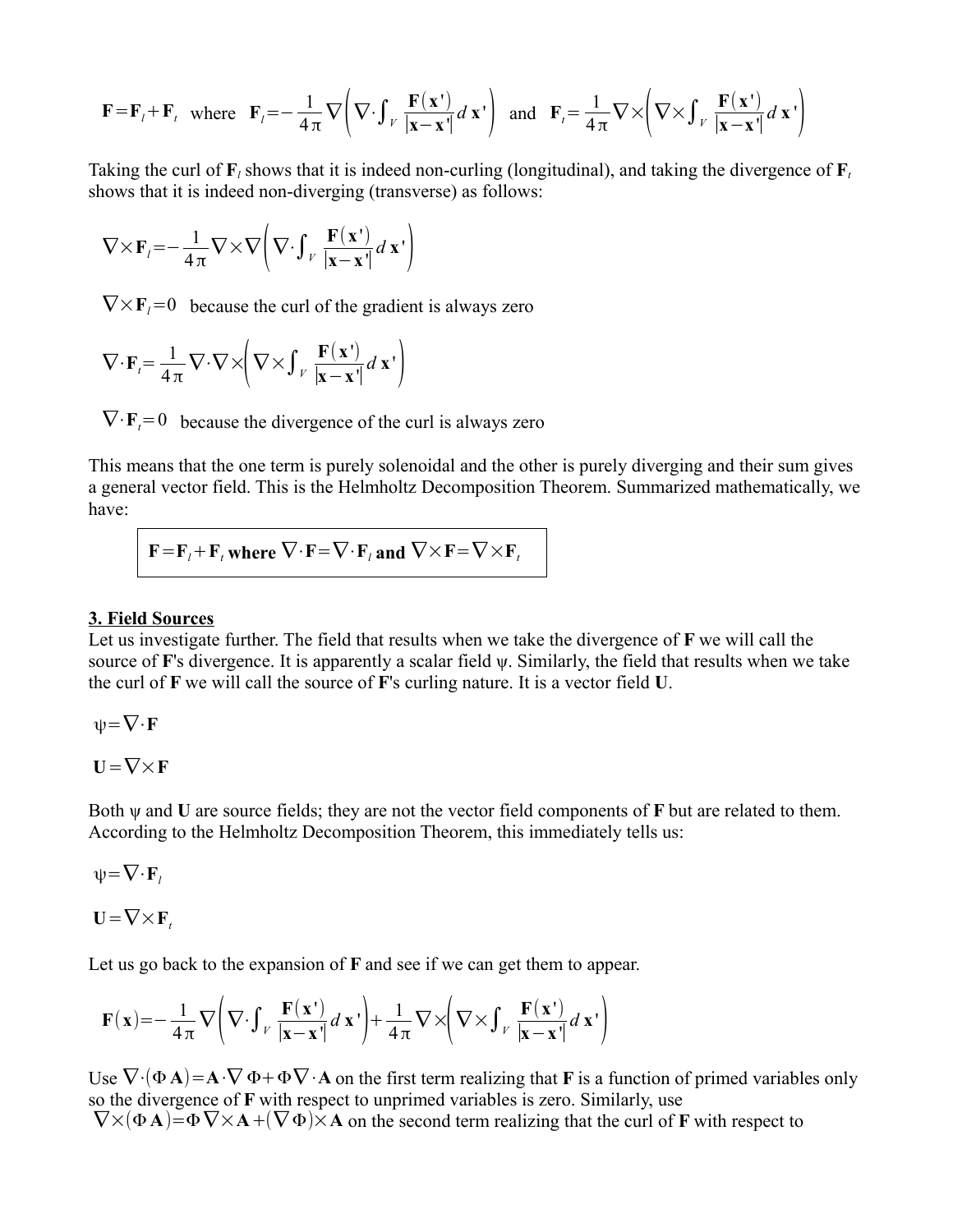$$\mathbf{F} = \mathbf{F}_l + \mathbf{F}_t \text{ where } \mathbf{F}_l = -\frac{1}{4\pi}\nabla\left(\nabla\cdot\int_V \frac{\mathbf{F}(\mathbf{x}')}{|\mathbf{x}-\mathbf{x}'|}d\,\mathbf{x}'\right) \text{ and } \mathbf{F}_t = \frac{1}{4\pi}\nabla\times\left(\nabla\times\int_V \frac{\mathbf{F}(\mathbf{x}')}{|\mathbf{x}-\mathbf{x}'|}d\,\mathbf{x}'\right)$$

Taking the curl of $\mathbf{F}_l$ shows that it is indeed non-curling (longitudinal), and taking the divergence of $\mathbf{F}_t$ shows that it is indeed non-diverging (transverse) as follows:

$$\nabla\times\mathbf{F}_l = -\frac{1}{4\pi}\nabla\times\nabla\left(\nabla\cdot\int_V \frac{\mathbf{F}(\mathbf{x}')}{|\mathbf{x}-\mathbf{x}'|}d\,\mathbf{x}'\right)$$

$\nabla\times\mathbf{F}_l = 0$ because the curl of the gradient is always zero

$$\nabla\cdot\mathbf{F}_t = \frac{1}{4\pi}\nabla\cdot\nabla\times\left(\nabla\times\int_V \frac{\mathbf{F}(\mathbf{x}')}{|\mathbf{x}-\mathbf{x}'|}d\,\mathbf{x}'\right)$$

$\nabla\cdot\mathbf{F}_t = 0$ because the divergence of the curl is always zero

This means that the one term is purely solenoidal and the other is purely diverging and their sum gives a general vector field. This is the Helmholtz Decomposition Theorem. Summarized mathematically, we have:

$$\boxed{\mathbf{F} = \mathbf{F}_l + \mathbf{F}_t \text{ where } \nabla\cdot\mathbf{F} = \nabla\cdot\mathbf{F}_l \text{ and } \nabla\times\mathbf{F} = \nabla\times\mathbf{F}_t}$$

## 3. Field Sources

Let us investigate further. The field that results when we take the divergence of **F** we will call the source of **F**'s divergence. It is apparently a scalar field $\psi$. Similarly, the field that results when we take the curl of **F** we will call the source of **F**'s curling nature. It is a vector field **U**.

$$\psi = \nabla\cdot\mathbf{F}$$

$$\mathbf{U} = \nabla\times\mathbf{F}$$

Both $\psi$ and **U** are source fields; they are not the vector field components of **F** but are related to them. According to the Helmholtz Decomposition Theorem, this immediately tells us:

$$\psi = \nabla\cdot\mathbf{F}_l$$

$$\mathbf{U} = \nabla\times\mathbf{F}_t$$

Let us go back to the expansion of **F** and see if we can get them to appear.

$$\mathbf{F}(\mathbf{x}) = -\frac{1}{4\pi}\nabla\left(\nabla\cdot\int_V \frac{\mathbf{F}(\mathbf{x}')}{|\mathbf{x}-\mathbf{x}'|}d\,\mathbf{x}'\right) + \frac{1}{4\pi}\nabla\times\left(\nabla\times\int_V \frac{\mathbf{F}(\mathbf{x}')}{|\mathbf{x}-\mathbf{x}'|}d\,\mathbf{x}'\right)$$

Use $\nabla\cdot(\Phi\mathbf{A}) = \mathbf{A}\cdot\nabla\Phi + \Phi\nabla\cdot\mathbf{A}$ on the first term realizing that **F** is a function of primed variables only so the divergence of **F** with respect to unprimed variables is zero. Similarly, use $\nabla\times(\Phi\mathbf{A}) = \Phi\nabla\times\mathbf{A} + (\nabla\Phi)\times\mathbf{A}$ on the second term realizing that the curl of **F** with respect to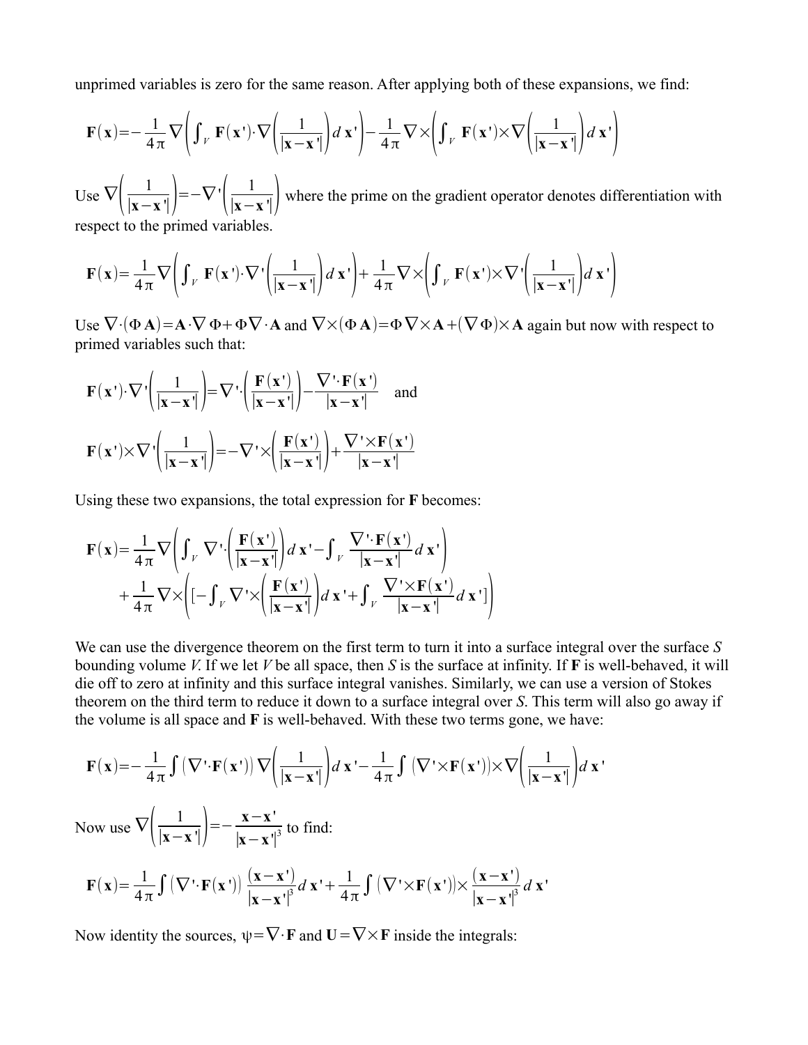unprimed variables is zero for the same reason. After applying both of these expansions, we find:

$$\mathbf{F}(\mathbf{x}) = -\frac{1}{4\pi}\nabla\left(\int_V \mathbf{F}(\mathbf{x}')\cdot\nabla\left(\frac{1}{|\mathbf{x}-\mathbf{x}'|}\right)d\mathbf{x}'\right) - \frac{1}{4\pi}\nabla\times\left(\int_V \mathbf{F}(\mathbf{x}')\times\nabla\left(\frac{1}{|\mathbf{x}-\mathbf{x}'|}\right)d\mathbf{x}'\right)$$

Use $\nabla\left(\frac{1}{|\mathbf{x}-\mathbf{x}'|}\right) = -\nabla'\left(\frac{1}{|\mathbf{x}-\mathbf{x}'|}\right)$ where the prime on the gradient operator denotes differentiation with respect to the primed variables.

$$\mathbf{F}(\mathbf{x}) = \frac{1}{4\pi}\nabla\left(\int_V \mathbf{F}(\mathbf{x}')\cdot\nabla'\left(\frac{1}{|\mathbf{x}-\mathbf{x}'|}\right)d\mathbf{x}'\right) + \frac{1}{4\pi}\nabla\times\left(\int_V \mathbf{F}(\mathbf{x}')\times\nabla'\left(\frac{1}{|\mathbf{x}-\mathbf{x}'|}\right)d\mathbf{x}'\right)$$

Use $\nabla\cdot(\Phi\mathbf{A}) = \mathbf{A}\cdot\nabla\Phi + \Phi\nabla\cdot\mathbf{A}$ and $\nabla\times(\Phi\mathbf{A}) = \Phi\nabla\times\mathbf{A} + (\nabla\Phi)\times\mathbf{A}$ again but now with respect to primed variables such that:

$$\mathbf{F}(\mathbf{x}')\cdot\nabla'\left(\frac{1}{|\mathbf{x}-\mathbf{x}'|}\right) = \nabla'\cdot\left(\frac{\mathbf{F}(\mathbf{x}')}{|\mathbf{x}-\mathbf{x}'|}\right) - \frac{\nabla'\cdot\mathbf{F}(\mathbf{x}')}{|\mathbf{x}-\mathbf{x}'|} \quad \text{and}$$

$$\mathbf{F}(\mathbf{x}')\times\nabla'\left(\frac{1}{|\mathbf{x}-\mathbf{x}'|}\right) = -\nabla'\times\left(\frac{\mathbf{F}(\mathbf{x}')}{|\mathbf{x}-\mathbf{x}'|}\right) + \frac{\nabla'\times\mathbf{F}(\mathbf{x}')}{|\mathbf{x}-\mathbf{x}'|}$$

Using these two expansions, the total expression for **F** becomes:

$$\mathbf{F}(\mathbf{x}) = \frac{1}{4\pi}\nabla\left(\int_V \nabla'\cdot\left(\frac{\mathbf{F}(\mathbf{x}')}{|\mathbf{x}-\mathbf{x}'|}\right)d\mathbf{x}' - \int_V \frac{\nabla'\cdot\mathbf{F}(\mathbf{x}')}{|\mathbf{x}-\mathbf{x}'|}d\mathbf{x}'\right)$$
$$+\frac{1}{4\pi}\nabla\times\left([-\int_V \nabla'\times\left(\frac{\mathbf{F}(\mathbf{x}')}{|\mathbf{x}-\mathbf{x}'|}\right)d\mathbf{x}' + \int_V \frac{\nabla'\times\mathbf{F}(\mathbf{x}')}{|\mathbf{x}-\mathbf{x}'|}d\mathbf{x}']\right)$$

We can use the divergence theorem on the first term to turn it into a surface integral over the surface *S* bounding volume *V*. If we let *V* be all space, then *S* is the surface at infinity. If **F** is well-behaved, it will die off to zero at infinity and this surface integral vanishes. Similarly, we can use a version of Stokes theorem on the third term to reduce it down to a surface integral over *S*. This term will also go away if the volume is all space and **F** is well-behaved. With these two terms gone, we have:

$$\mathbf{F}(\mathbf{x}) = -\frac{1}{4\pi}\int(\nabla'\cdot\mathbf{F}(\mathbf{x}'))\nabla\left(\frac{1}{|\mathbf{x}-\mathbf{x}'|}\right)d\mathbf{x}' - \frac{1}{4\pi}\int(\nabla'\times\mathbf{F}(\mathbf{x}'))\times\nabla\left(\frac{1}{|\mathbf{x}-\mathbf{x}'|}\right)d\mathbf{x}'$$

Now use $\nabla\left(\frac{1}{|\mathbf{x}-\mathbf{x}'|}\right) = -\frac{\mathbf{x}-\mathbf{x}'}{|\mathbf{x}-\mathbf{x}'|^3}$ to find:

$$\mathbf{F}(\mathbf{x}) = \frac{1}{4\pi}\int(\nabla'\cdot\mathbf{F}(\mathbf{x}'))\frac{(\mathbf{x}-\mathbf{x}')}{|\mathbf{x}-\mathbf{x}'|^3}d\mathbf{x}' + \frac{1}{4\pi}\int(\nabla'\times\mathbf{F}(\mathbf{x}'))\times\frac{(\mathbf{x}-\mathbf{x}')}{|\mathbf{x}-\mathbf{x}'|^3}d\mathbf{x}'$$

Now identity the sources, $\psi = \nabla\cdot\mathbf{F}$ and $\mathbf{U} = \nabla\times\mathbf{F}$ inside the integrals: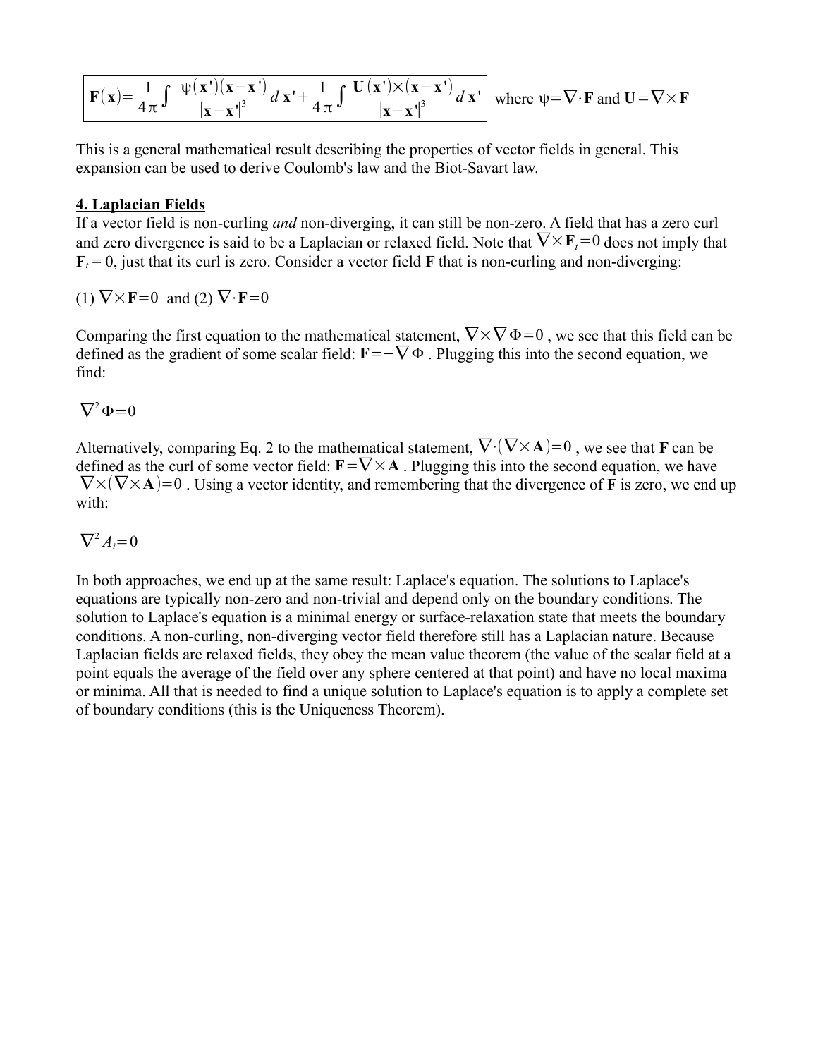$$\mathbf{F}(\mathbf{x}) = \frac{1}{4\pi}\int \frac{\psi(\mathbf{x}')(\mathbf{x}-\mathbf{x}')}{|\mathbf{x}-\mathbf{x}'|^3} d\mathbf{x}' + \frac{1}{4\pi}\int \frac{\mathbf{U}(\mathbf{x}')\times(\mathbf{x}-\mathbf{x}')}{|\mathbf{x}-\mathbf{x}'|^3} d\mathbf{x}'$$

where $\psi = \nabla\cdot\mathbf{F}$ and $\mathbf{U} = \nabla\times\mathbf{F}$

This is a general mathematical result describing the properties of vector fields in general. This expansion can be used to derive Coulomb's law and the Biot-Savart law.

## 4. Laplacian Fields

If a vector field is non-curling *and* non-diverging, it can still be non-zero. A field that has a zero curl and zero divergence is said to be a Laplacian or relaxed field. Note that $\nabla\times\mathbf{F}_t = 0$ does not imply that $\mathbf{F}_t = 0$, just that its curl is zero. Consider a vector field **F** that is non-curling and non-diverging:

(1) $\nabla\times\mathbf{F} = 0$ and (2) $\nabla\cdot\mathbf{F} = 0$

Comparing the first equation to the mathematical statement, $\nabla\times\nabla\Phi = 0$, we see that this field can be defined as the gradient of some scalar field: $\mathbf{F} = -\nabla\Phi$. Plugging this into the second equation, we find:

$$\nabla^2\Phi = 0$$

Alternatively, comparing Eq. 2 to the mathematical statement, $\nabla\cdot(\nabla\times\mathbf{A}) = 0$, we see that **F** can be defined as the curl of some vector field: $\mathbf{F} = \nabla\times\mathbf{A}$. Plugging this into the second equation, we have $\nabla\times(\nabla\times\mathbf{A}) = 0$. Using a vector identity, and remembering that the divergence of **F** is zero, we end up with:

$$\nabla^2 A_i = 0$$

In both approaches, we end up at the same result: Laplace's equation. The solutions to Laplace's equations are typically non-zero and non-trivial and depend only on the boundary conditions. The solution to Laplace's equation is a minimal energy or surface-relaxation state that meets the boundary conditions. A non-curling, non-diverging vector field therefore still has a Laplacian nature. Because Laplacian fields are relaxed fields, they obey the mean value theorem (the value of the scalar field at a point equals the average of the field over any sphere centered at that point) and have no local maxima or minima. All that is needed to find a unique solution to Laplace's equation is to apply a complete set of boundary conditions (this is the Uniqueness Theorem).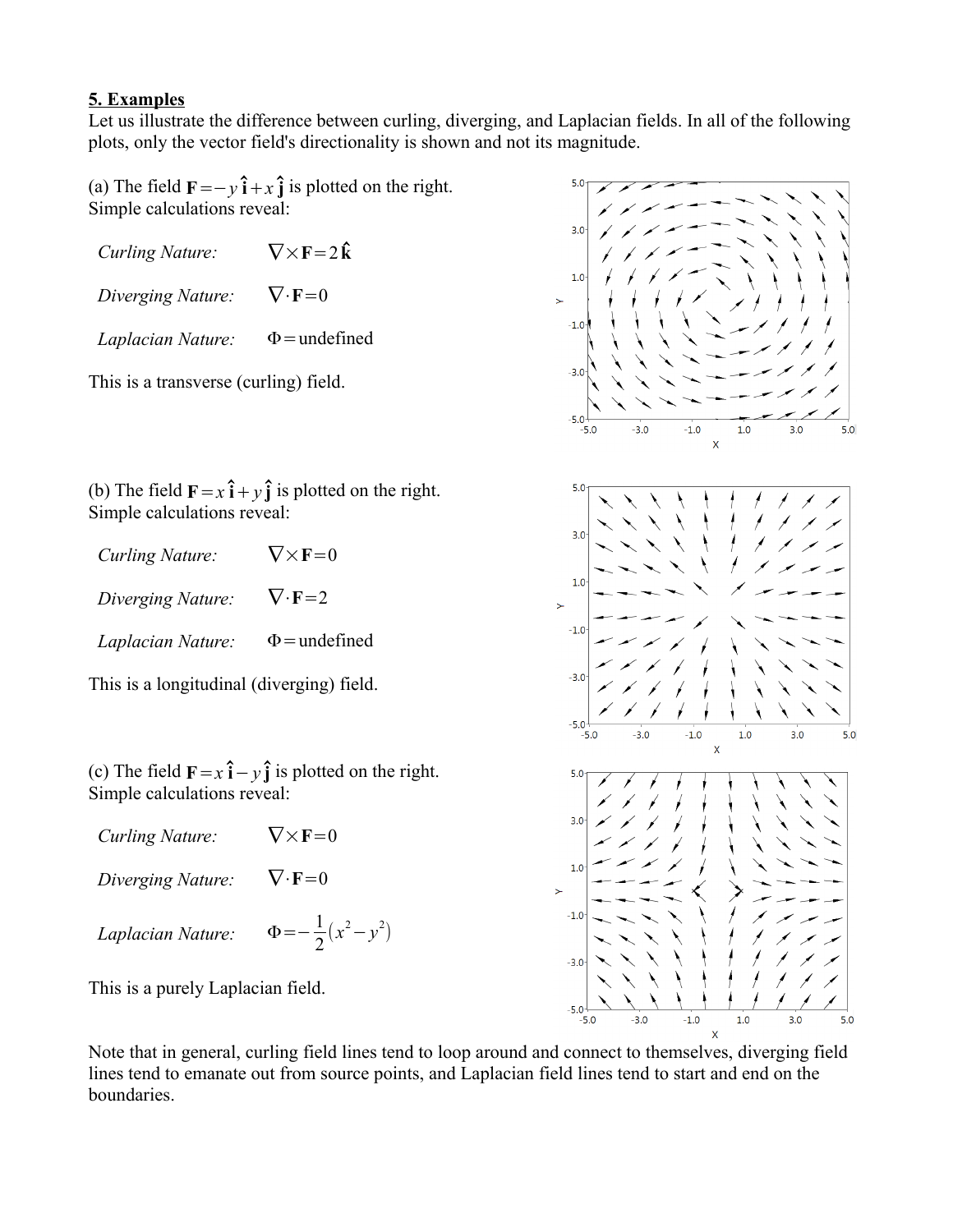**5. Examples**

Let us illustrate the difference between curling, diverging, and Laplacian fields. In all of the following plots, only the vector field's directionality is shown and not its magnitude.

(a) The field $\mathbf{F} = -y\,\hat{\mathbf{i}} + x\,\hat{\mathbf{j}}$ is plotted on the right. Simple calculations reveal:

*Curling Nature:* $\nabla \times \mathbf{F} = 2\,\hat{\mathbf{k}}$

*Diverging Nature:* $\nabla \cdot \mathbf{F} = 0$

*Laplacian Nature:* $\Phi = \text{undefined}$

This is a transverse (curling) field.

(b) The field $\mathbf{F} = x\,\hat{\mathbf{i}} + y\,\hat{\mathbf{j}}$ is plotted on the right. Simple calculations reveal:

*Curling Nature:* $\nabla \times \mathbf{F} = 0$

*Diverging Nature:* $\nabla \cdot \mathbf{F} = 2$

*Laplacian Nature:* $\Phi = \text{undefined}$

This is a longitudinal (diverging) field.

(c) The field $\mathbf{F} = x\,\hat{\mathbf{i}} - y\,\hat{\mathbf{j}}$ is plotted on the right. Simple calculations reveal:

*Curling Nature:* $\nabla \times \mathbf{F} = 0$

*Diverging Nature:* $\nabla \cdot \mathbf{F} = 0$

*Laplacian Nature:* $\Phi = -\frac{1}{2}\left(x^2 - y^2\right)$

This is a purely Laplacian field.

Note that in general, curling field lines tend to loop around and connect to themselves, diverging field lines tend to emanate out from source points, and Laplacian field lines tend to start and end on the boundaries.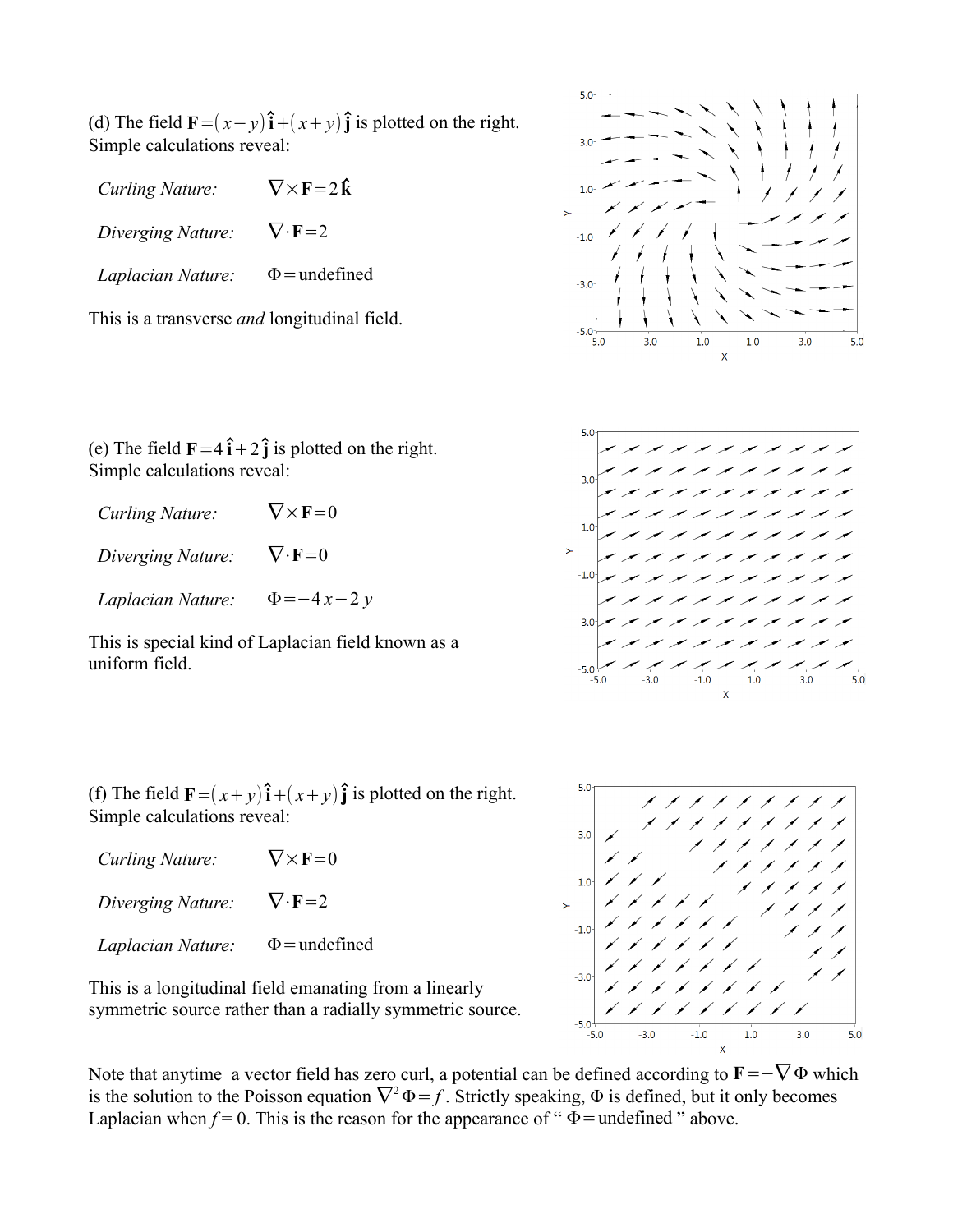(d) The field $\mathbf{F} = (x - y)\hat{\mathbf{i}} + (x + y)\hat{\mathbf{j}}$ is plotted on the right.
Simple calculations reveal:

*Curling Nature:* $\nabla \times \mathbf{F} = 2\hat{\mathbf{k}}$

*Diverging Nature:* $\nabla \cdot \mathbf{F} = 2$

*Laplacian Nature:* $\Phi = \text{undefined}$

This is a transverse *and* longitudinal field.

5.0
3.0
1.0
-1.0
-3.0
-5.0
Y
-5.0 -3.0 -1.0 1.0 3.0 5.0
X

(e) The field $\mathbf{F} = 4\hat{\mathbf{i}} + 2\hat{\mathbf{j}}$ is plotted on the right.
Simple calculations reveal:

*Curling Nature:* $\nabla \times \mathbf{F} = 0$

*Diverging Nature:* $\nabla \cdot \mathbf{F} = 0$

*Laplacian Nature:* $\Phi = -4x - 2y$

This is special kind of Laplacian field known as a uniform field.

5.0
3.0
1.0
-1.0
-3.0
-5.0
Y
-5.0 -3.0 -1.0 1.0 3.0 5.0
X

(f) The field $\mathbf{F} = (x + y)\hat{\mathbf{i}} + (x + y)\hat{\mathbf{j}}$ is plotted on the right.
Simple calculations reveal:

*Curling Nature:* $\nabla \times \mathbf{F} = 0$

*Diverging Nature:* $\nabla \cdot \mathbf{F} = 2$

*Laplacian Nature:* $\Phi = \text{undefined}$

This is a longitudinal field emanating from a linearly symmetric source rather than a radially symmetric source.

5.0
3.0
1.0
-1.0
-3.0
-5.0
Y
-5.0 -3.0 -1.0 1.0 3.0 5.0
X

Note that anytime a vector field has zero curl, a potential can be defined according to $\mathbf{F} = -\nabla\Phi$ which is the solution to the Poisson equation $\nabla^2 \Phi = f$. Strictly speaking, $\Phi$ is defined, but it only becomes Laplacian when $f = 0$. This is the reason for the appearance of " $\Phi = \text{undefined}$ " above.